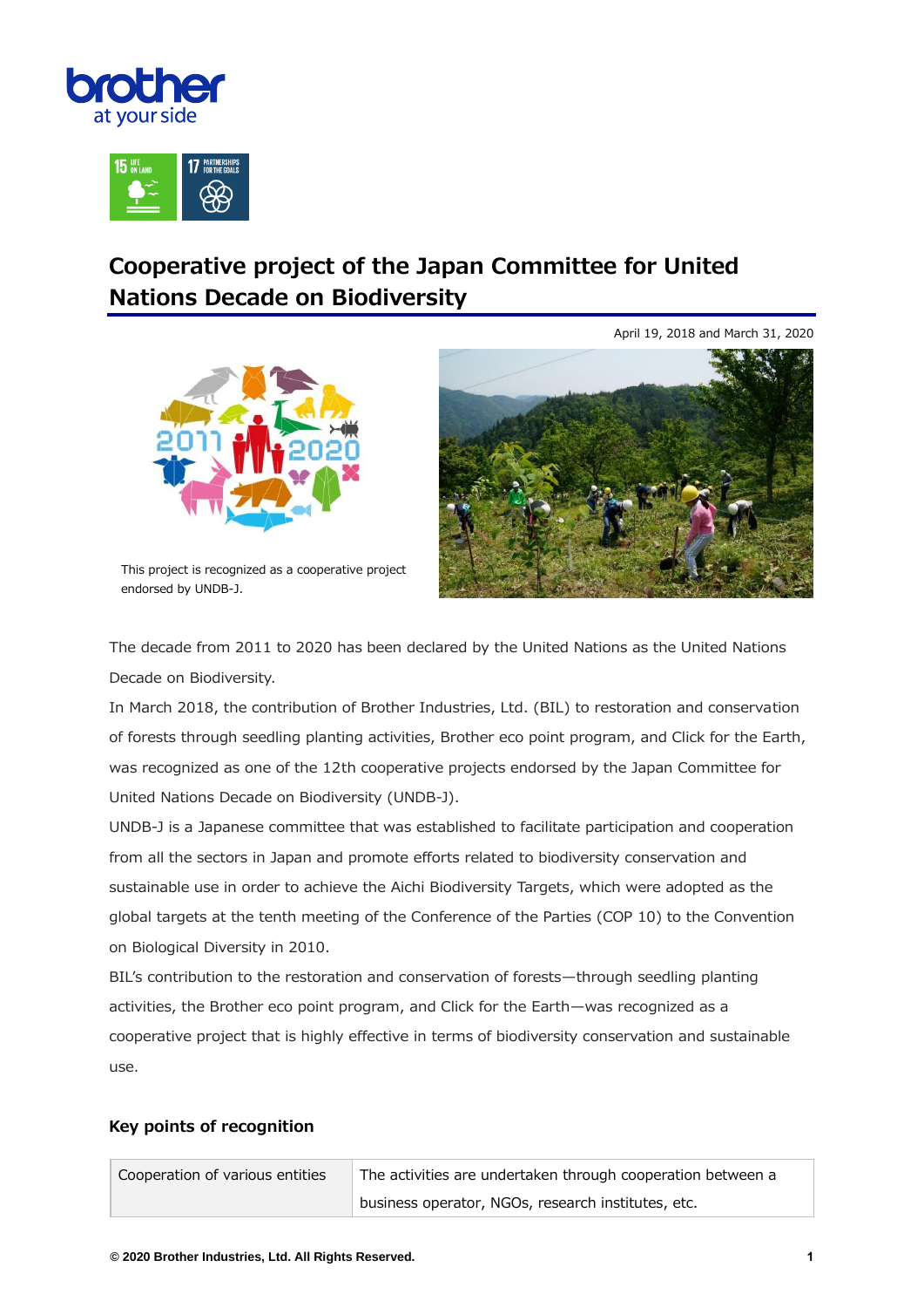# Cooperative project of the Japan Committee for United Nations Decade on Biodiversity

April 19, 2018 and March 31, 2020

This project is recognized as a cooperative project endorsed by UNDB-J.

The decade from 2011 to 2020 has been declared by the United Nations as the United Nations Decade on Biodiversity.

In March 2018, the contribution of Brother Industries, Ltd. (BIL) to restoration and conservation of forests through seedling planting activities, Brother eco point program, and Click for the Earth, was recognized as one of the 12th cooperative projects endorsed by the Japan Committee for United Nations Decade on Biodiversity (UNDB-J).

UNDB-J is a Japanese committee that was established to facilitate participation and cooperation from all the sectors in Japan and promote efforts related to biodiversity conservation and sustainable use in order to achieve the Aichi Biodiversity Targets, which were adopted as the global targets at the tenth meeting of the Conference of the Parties (COP 10) to the Convention on Biological Diversity in 2010.

BIL's contribution to the restoration and conservation of forests—through seedling planting activities, the Brother eco point program, and Click for the Earth—was recognized as a cooperative project that is highly effective in terms of biodiversity conservation and sustainable use.

### Key points of recognition

| Cooperation of various entities | The activities are undertaken through cooperation between a business operator, NGOs, research institutes, etc. |
|---|---|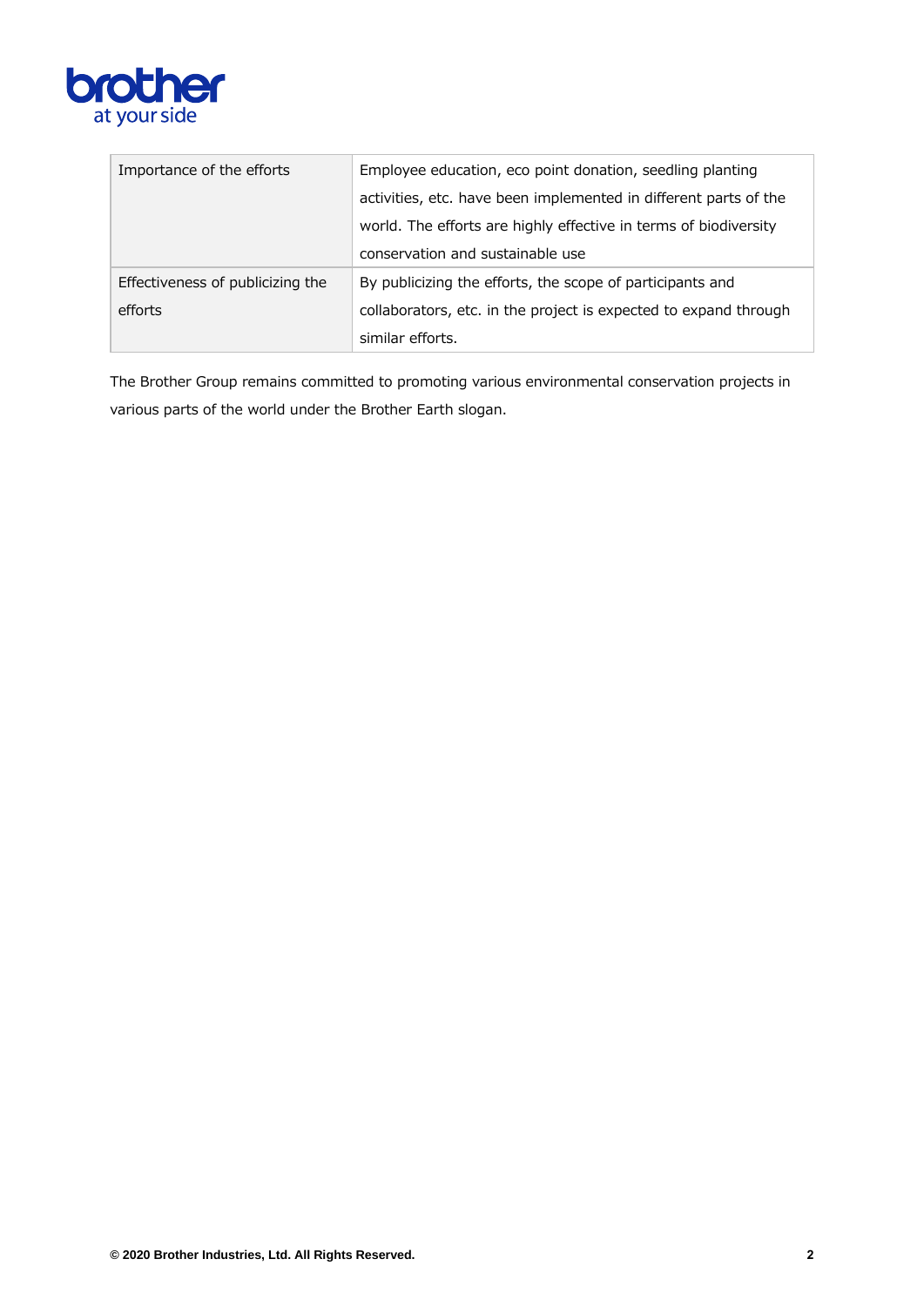| | |
|---|---|
| Importance of the efforts | Employee education, eco point donation, seedling planting activities, etc. have been implemented in different parts of the world. The efforts are highly effective in terms of biodiversity conservation and sustainable use |
| Effectiveness of publicizing the efforts | By publicizing the efforts, the scope of participants and collaborators, etc. in the project is expected to expand through similar efforts. |

The Brother Group remains committed to promoting various environmental conservation projects in various parts of the world under the Brother Earth slogan.